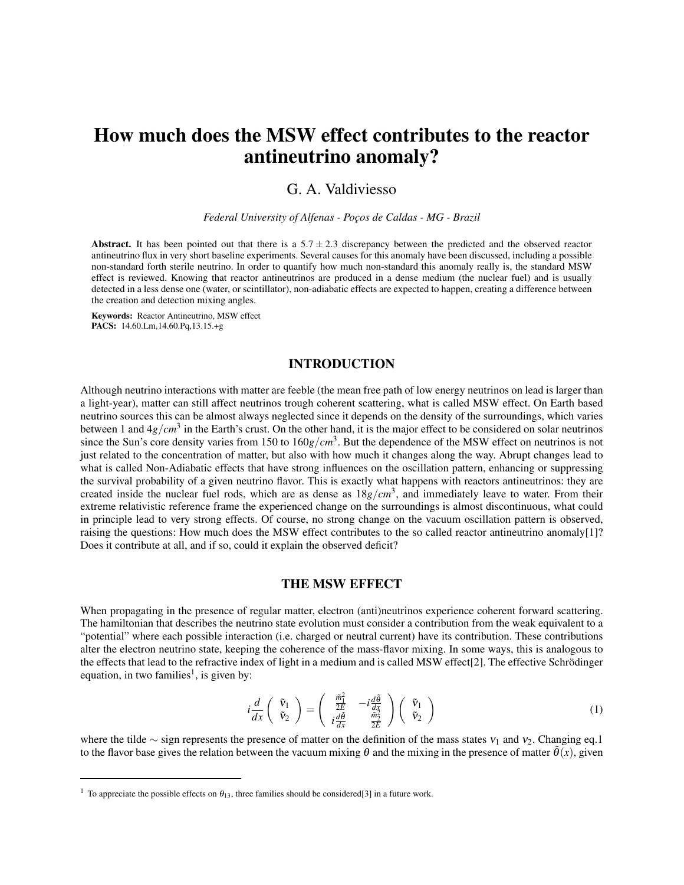# How much does the MSW effect contributes to the reactor antineutrino anomaly?

G. A. Valdiviesso

*Federal University of Alfenas - Poços de Caldas - MG - Brazil*

**Abstract.** It has been pointed out that there is a $5.7 \pm 2.3$ discrepancy between the predicted and the observed reactor antineutrino flux in very short baseline experiments. Several causes for this anomaly have been discussed, including a possible non-standard forth sterile neutrino. In order to quantify how much non-standard this anomaly really is, the standard MSW effect is reviewed. Knowing that reactor antineutrinos are produced in a dense medium (the nuclear fuel) and is usually detected in a less dense one (water, or scintillator), non-adiabatic effects are expected to happen, creating a difference between the creation and detection mixing angles.

**Keywords:** Reactor Antineutrino, MSW effect
**PACS:** 14.60.Lm,14.60.Pq,13.15.+g

## INTRODUCTION

Although neutrino interactions with matter are feeble (the mean free path of low energy neutrinos on lead is larger than a light-year), matter can still affect neutrinos trough coherent scattering, what is called MSW effect. On Earth based neutrino sources this can be almost always neglected since it depends on the density of the surroundings, which varies between 1 and $4g/cm^3$ in the Earth's crust. On the other hand, it is the major effect to be considered on solar neutrinos since the Sun's core density varies from 150 to $160g/cm^3$. But the dependence of the MSW effect on neutrinos is not just related to the concentration of matter, but also with how much it changes along the way. Abrupt changes lead to what is called Non-Adiabatic effects that have strong influences on the oscillation pattern, enhancing or suppressing the survival probability of a given neutrino flavor. This is exactly what happens with reactors antineutrinos: they are created inside the nuclear fuel rods, which are as dense as $18g/cm^3$, and immediately leave to water. From their extreme relativistic reference frame the experienced change on the surroundings is almost discontinuous, what could in principle lead to very strong effects. Of course, no strong change on the vacuum oscillation pattern is observed, raising the questions: How much does the MSW effect contributes to the so called reactor antineutrino anomaly[1]? Does it contribute at all, and if so, could it explain the observed deficit?

## THE MSW EFFECT

When propagating in the presence of regular matter, electron (anti)neutrinos experience coherent forward scattering. The hamiltonian that describes the neutrino state evolution must consider a contribution from the weak equivalent to a "potential" where each possible interaction (i.e. charged or neutral current) have its contribution. These contributions alter the electron neutrino state, keeping the coherence of the mass-flavor mixing. In some ways, this is analogous to the effects that lead to the refractive index of light in a medium and is called MSW effect[2]. The effective Schrödinger equation, in two families[1], is given by:

$$i\frac{d}{dx}\begin{pmatrix} \tilde{\nu}_1 \\ \tilde{\nu}_2 \end{pmatrix} = \begin{pmatrix} \frac{\tilde{m}_1^2}{2E} & -i\frac{d\tilde{\theta}}{dx} \\ i\frac{d\tilde{\theta}}{dx} & \frac{\tilde{m}_2^2}{2E} \end{pmatrix} \begin{pmatrix} \tilde{\nu}_1 \\ \tilde{\nu}_2 \end{pmatrix} \tag{1}$$

where the tilde $\sim$ sign represents the presence of matter on the definition of the mass states $\nu_1$ and $\nu_2$. Changing eq.1 to the flavor base gives the relation between the vacuum mixing $\theta$ and the mixing in the presence of matter $\tilde{\theta}(x)$, given

[1] To appreciate the possible effects on $\theta_{13}$, three families should be considered[3] in a future work.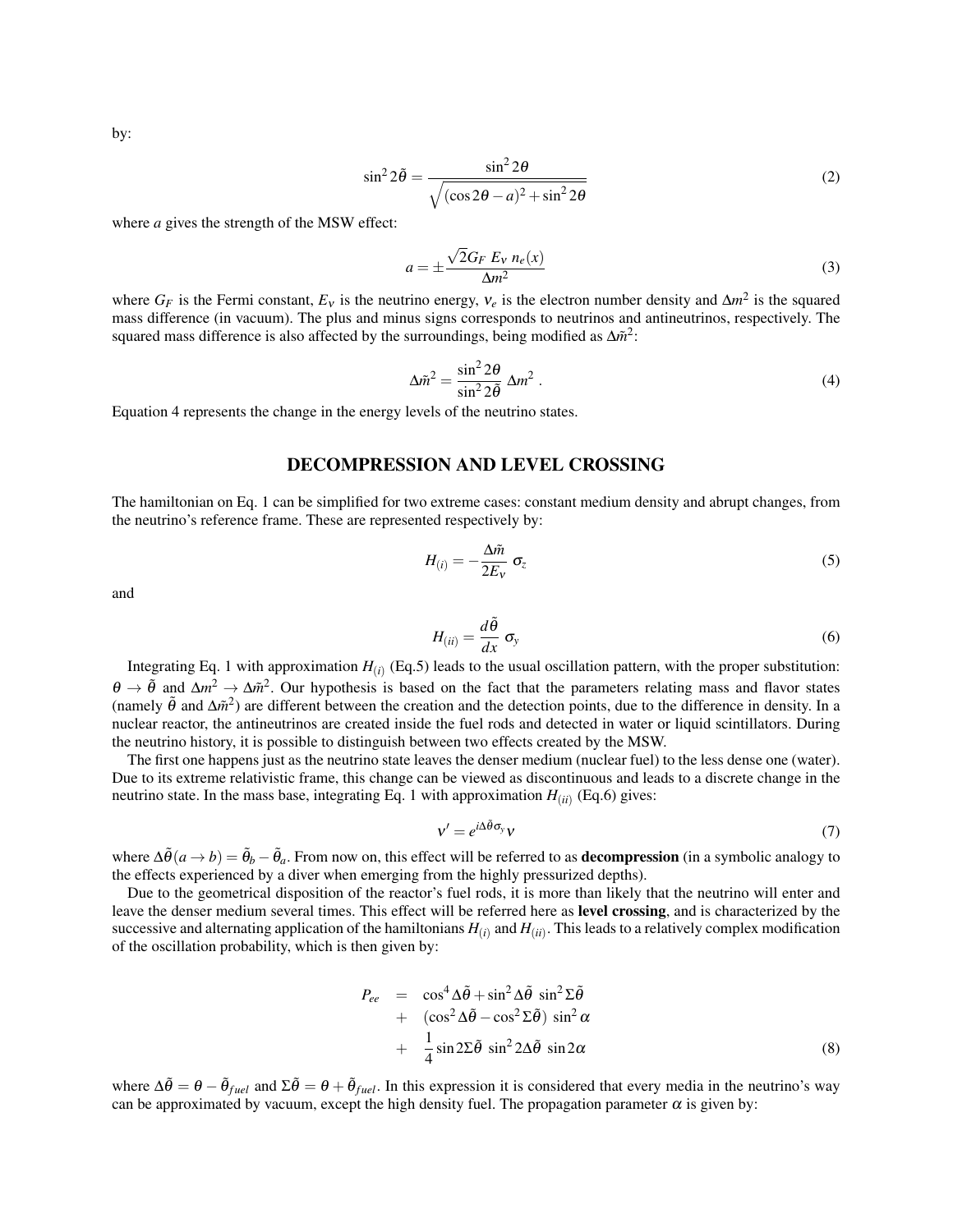by:

$$\sin^2 2\tilde{\theta} = \frac{\sin^2 2\theta}{\sqrt{(\cos 2\theta - a)^2 + \sin^2 2\theta}} \tag{2}$$

where $a$ gives the strength of the MSW effect:

$$a = \pm \frac{\sqrt{2} G_F \; E_\nu \; n_e(x)}{\Delta m^2} \tag{3}$$

where $G_F$ is the Fermi constant, $E_\nu$ is the neutrino energy, $\nu_e$ is the electron number density and $\Delta m^2$ is the squared mass difference (in vacuum). The plus and minus signs corresponds to neutrinos and antineutrinos, respectively. The squared mass difference is also affected by the surroundings, being modified as $\Delta\tilde{m}^2$:

$$\Delta\tilde{m}^2 = \frac{\sin^2 2\theta}{\sin^2 2\tilde{\theta}} \; \Delta m^2 \; . \tag{4}$$

Equation 4 represents the change in the energy levels of the neutrino states.

## DECOMPRESSION AND LEVEL CROSSING

The hamiltonian on Eq. 1 can be simplified for two extreme cases: constant medium density and abrupt changes, from the neutrino's reference frame. These are represented respectively by:

$$H_{(i)} = -\frac{\Delta\tilde{m}}{2E_\nu} \; \sigma_z \tag{5}$$

and

$$H_{(ii)} = \frac{d\tilde{\theta}}{dx} \; \sigma_y \tag{6}$$

Integrating Eq. 1 with approximation $H_{(i)}$ (Eq.5) leads to the usual oscillation pattern, with the proper substitution: $\theta \to \tilde{\theta}$ and $\Delta m^2 \to \Delta\tilde{m}^2$. Our hypothesis is based on the fact that the parameters relating mass and flavor states (namely $\tilde{\theta}$ and $\Delta\tilde{m}^2$) are different between the creation and the detection points, due to the difference in density. In a nuclear reactor, the antineutrinos are created inside the fuel rods and detected in water or liquid scintillators. During the neutrino history, it is possible to distinguish between two effects created by the MSW.

The first one happens just as the neutrino state leaves the denser medium (nuclear fuel) to the less dense one (water). Due to its extreme relativistic frame, this change can be viewed as discontinuous and leads to a discrete change in the neutrino state. In the mass base, integrating Eq. 1 with approximation $H_{(ii)}$ (Eq.6) gives:

$$\nu' = e^{i\Delta\tilde{\theta}\sigma_y}\nu \tag{7}$$

where $\Delta\tilde{\theta}(a \to b) = \tilde{\theta}_b - \tilde{\theta}_a$. From now on, this effect will be referred to as **decompression** (in a symbolic analogy to the effects experienced by a diver when emerging from the highly pressurized depths).

Due to the geometrical disposition of the reactor's fuel rods, it is more than likely that the neutrino will enter and leave the denser medium several times. This effect will be referred here as **level crossing**, and is characterized by the successive and alternating application of the hamiltonians $H_{(i)}$ and $H_{(ii)}$. This leads to a relatively complex modification of the oscillation probability, which is then given by:

$$\begin{aligned} P_{ee} &= \cos^4\Delta\tilde{\theta} + \sin^2\Delta\tilde{\theta}\; \sin^2\Sigma\tilde{\theta} \\ &+ \; (\cos^2\Delta\tilde{\theta} - \cos^2\Sigma\tilde{\theta})\; \sin^2\alpha \\ &+ \; \frac{1}{4}\sin 2\Sigma\tilde{\theta}\; \sin^2 2\Delta\tilde{\theta}\; \sin 2\alpha \end{aligned} \tag{8}$$

where $\Delta\tilde{\theta} = \theta - \tilde{\theta}_{fuel}$ and $\Sigma\tilde{\theta} = \theta + \tilde{\theta}_{fuel}$. In this expression it is considered that every media in the neutrino's way can be approximated by vacuum, except the high density fuel. The propagation parameter $\alpha$ is given by: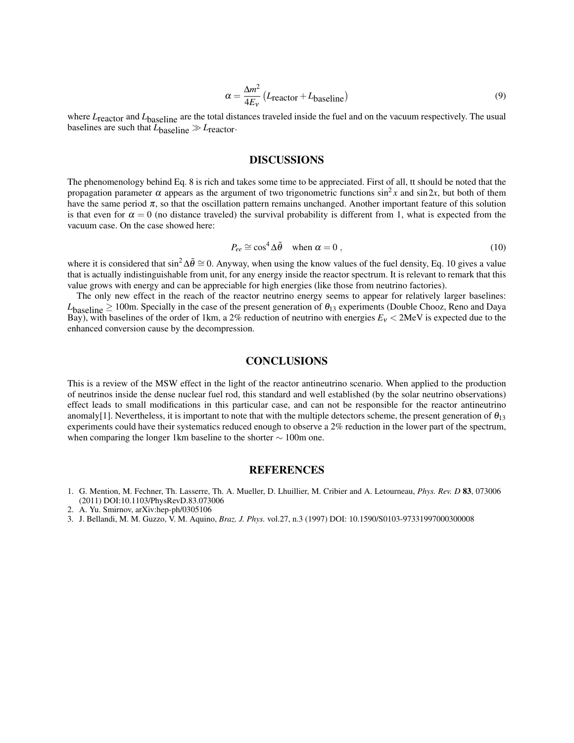$$\alpha = \frac{\Delta m^2}{4E_\nu} \left(L_{\text{reactor}} + L_{\text{baseline}}\right) \tag{9}$$

where $L_{\text{reactor}}$ and $L_{\text{baseline}}$ are the total distances traveled inside the fuel and on the vacuum respectively. The usual baselines are such that $L_{\text{baseline}} \gg L_{\text{reactor}}$.

## DISCUSSIONS

The phenomenology behind Eq. 8 is rich and takes some time to be appreciated. First of all, tt should be noted that the propagation parameter $\alpha$ appears as the argument of two trigonometric functions $\sin^2 x$ and $\sin 2x$, but both of them have the same period $\pi$, so that the oscillation pattern remains unchanged. Another important feature of this solution is that even for $\alpha = 0$ (no distance traveled) the survival probability is different from 1, what is expected from the vacuum case. On the case showed here:

$$P_{ee} \cong \cos^4 \Delta\tilde{\theta} \quad \text{when } \alpha = 0\,, \tag{10}$$

where it is considered that $\sin^2 \Delta\tilde{\theta} \cong 0$. Anyway, when using the know values of the fuel density, Eq. 10 gives a value that is actually indistinguishable from unit, for any energy inside the reactor spectrum. It is relevant to remark that this value grows with energy and can be appreciable for high energies (like those from neutrino factories).

The only new effect in the reach of the reactor neutrino energy seems to appear for relatively larger baselines: $L_{\text{baseline}} \geq 100$m. Specially in the case of the present generation of $\theta_{13}$ experiments (Double Chooz, Reno and Daya Bay), with baselines of the order of 1km, a 2% reduction of neutrino with energies $E_\nu < 2$MeV is expected due to the enhanced conversion cause by the decompression.

## CONCLUSIONS

This is a review of the MSW effect in the light of the reactor antineutrino scenario. When applied to the production of neutrinos inside the dense nuclear fuel rod, this standard and well established (by the solar neutrino observations) effect leads to small modifications in this particular case, and can not be responsible for the reactor antineutrino anomaly[1]. Nevertheless, it is important to note that with the multiple detectors scheme, the present generation of $\theta_{13}$ experiments could have their systematics reduced enough to observe a 2% reduction in the lower part of the spectrum, when comparing the longer 1km baseline to the shorter $\sim 100$m one.

## REFERENCES

1. G. Mention, M. Fechner, Th. Lasserre, Th. A. Mueller, D. Lhuillier, M. Cribier and A. Letourneau, *Phys. Rev. D* **83**, 073006 (2011) DOI:10.1103/PhysRevD.83.073006
2. A. Yu. Smirnov, arXiv:hep-ph/0305106
3. J. Bellandi, M. M. Guzzo, V. M. Aquino, *Braz. J. Phys.* vol.27, n.3 (1997) DOI: 10.1590/S0103-97331997000300008